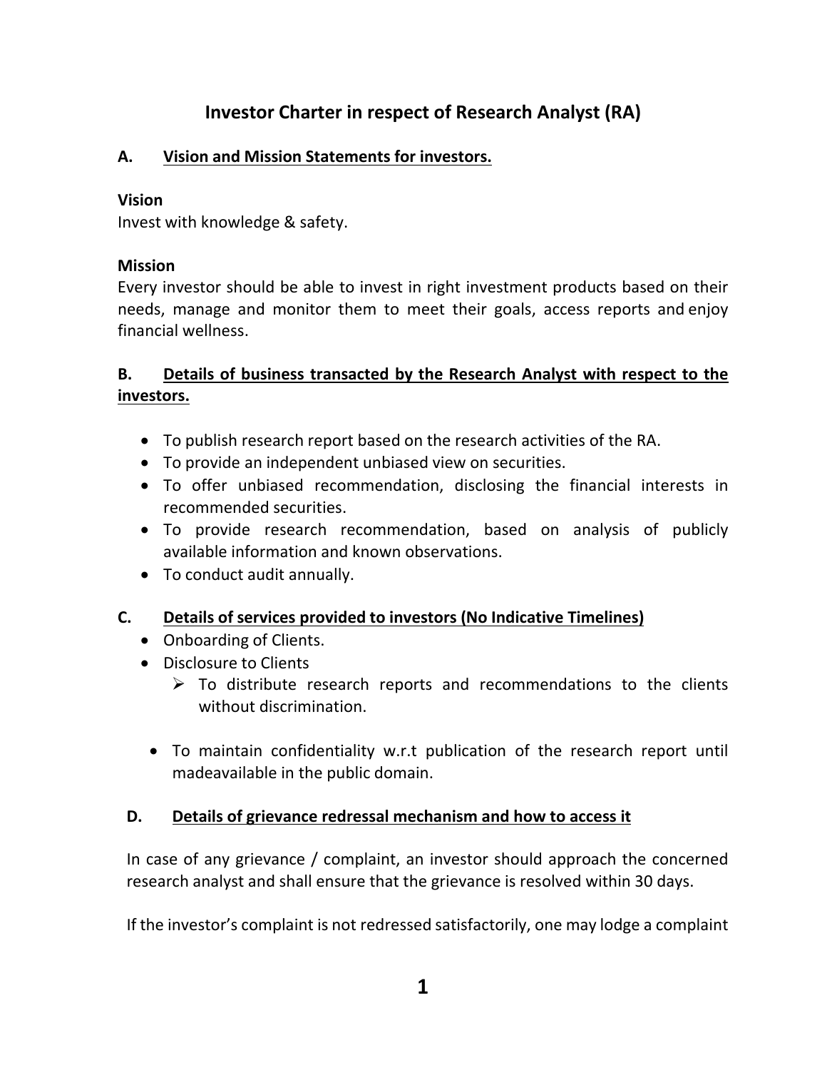# Investor Charter in respect of Research Analyst (RA)

## A. Vision and Mission Statements for investors.

**Vision**
Invest with knowledge & safety.

**Mission**
Every investor should be able to invest in right investment products based on their needs, manage and monitor them to meet their goals, access reports and enjoy financial wellness.

## B. Details of business transacted by the Research Analyst with respect to the investors.

- To publish research report based on the research activities of the RA.
- To provide an independent unbiased view on securities.
- To offer unbiased recommendation, disclosing the financial interests in recommended securities.
- To provide research recommendation, based on analysis of publicly available information and known observations.
- To conduct audit annually.

## C. Details of services provided to investors (No Indicative Timelines)

- Onboarding of Clients.
- Disclosure to Clients
  - To distribute research reports and recommendations to the clients without discrimination.
- To maintain confidentiality w.r.t publication of the research report until madeavailable in the public domain.

## D. Details of grievance redressal mechanism and how to access it

In case of any grievance / complaint, an investor should approach the concerned research analyst and shall ensure that the grievance is resolved within 30 days.

If the investor's complaint is not redressed satisfactorily, one may lodge a complaint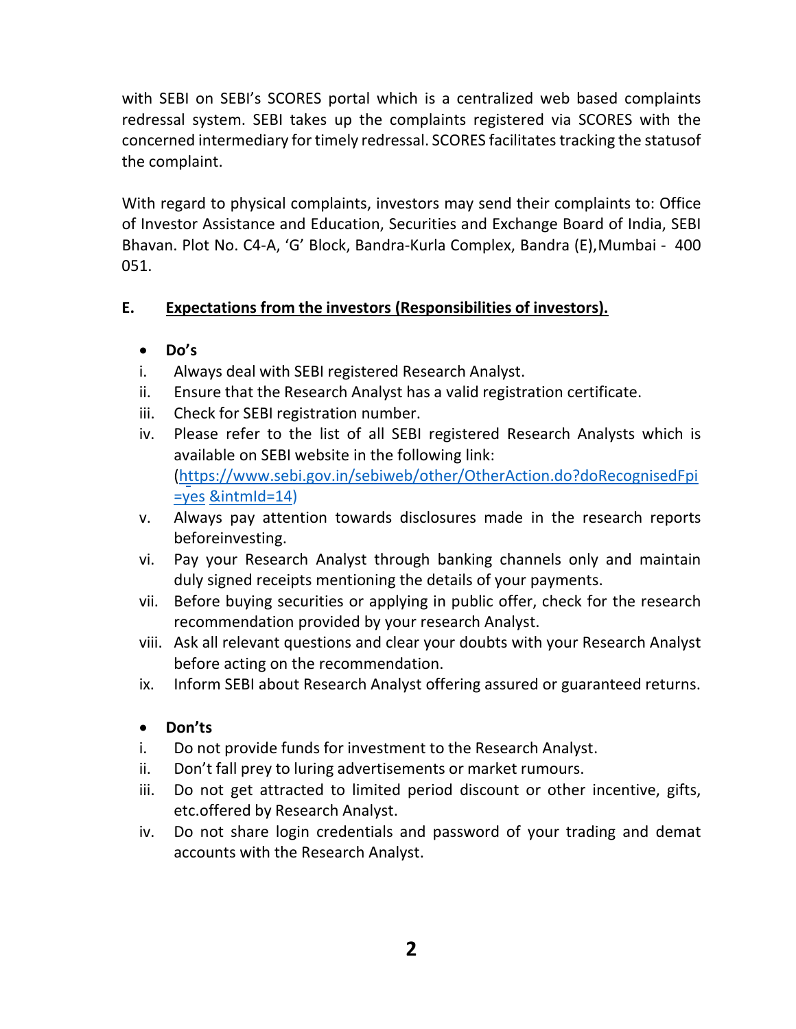with SEBI on SEBI's SCORES portal which is a centralized web based complaints redressal system. SEBI takes up the complaints registered via SCORES with the concerned intermediary for timely redressal. SCORES facilitates tracking the statusof the complaint.

With regard to physical complaints, investors may send their complaints to: Office of Investor Assistance and Education, Securities and Exchange Board of India, SEBI Bhavan. Plot No. C4-A, 'G' Block, Bandra-Kurla Complex, Bandra (E),Mumbai - 400 051.

## E. Expectations from the investors (Responsibilities of investors).

- **Do's**

i. Always deal with SEBI registered Research Analyst.
ii. Ensure that the Research Analyst has a valid registration certificate.
iii. Check for SEBI registration number.
iv. Please refer to the list of all SEBI registered Research Analysts which is available on SEBI website in the following link: (https://www.sebi.gov.in/sebiweb/other/OtherAction.do?doRecognisedFpi=yes &intmId=14)
v. Always pay attention towards disclosures made in the research reports beforeinvesting.
vi. Pay your Research Analyst through banking channels only and maintain duly signed receipts mentioning the details of your payments.
vii. Before buying securities or applying in public offer, check for the research recommendation provided by your research Analyst.
viii. Ask all relevant questions and clear your doubts with your Research Analyst before acting on the recommendation.
ix. Inform SEBI about Research Analyst offering assured or guaranteed returns.

- **Don'ts**

i. Do not provide funds for investment to the Research Analyst.
ii. Don't fall prey to luring advertisements or market rumours.
iii. Do not get attracted to limited period discount or other incentive, gifts, etc.offered by Research Analyst.
iv. Do not share login credentials and password of your trading and demat accounts with the Research Analyst.